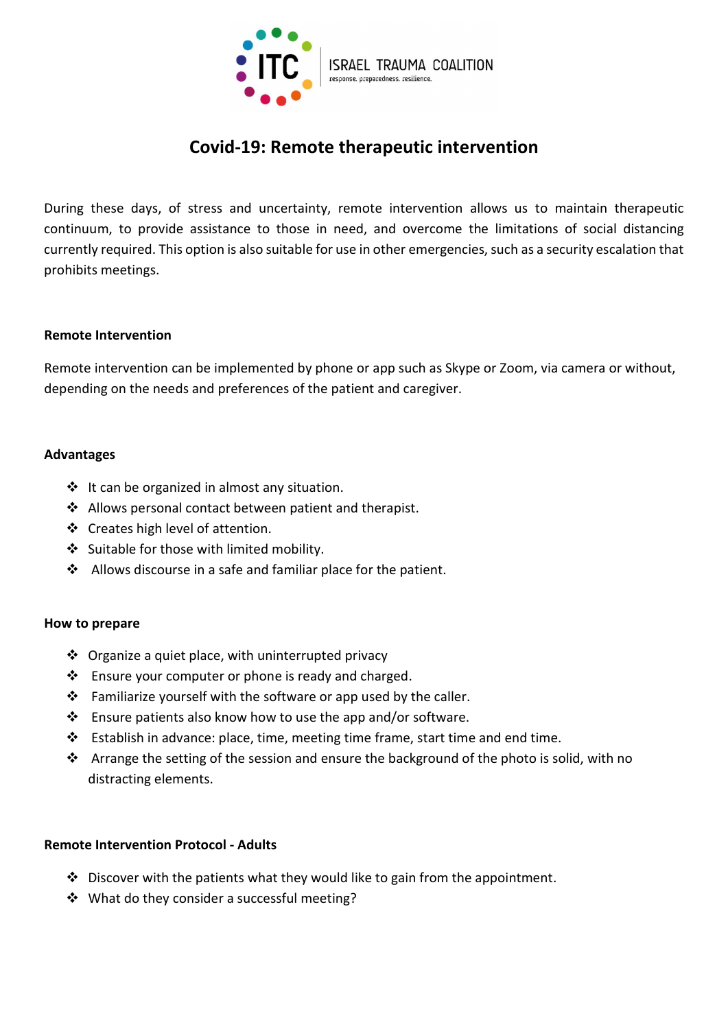ITC ISRAEL TRAUMA COALITION
response. preparedness. resilience.

# Covid-19: Remote therapeutic intervention

During these days, of stress and uncertainty, remote intervention allows us to maintain therapeutic continuum, to provide assistance to those in need, and overcome the limitations of social distancing currently required. This option is also suitable for use in other emergencies, such as a security escalation that prohibits meetings.

**Remote Intervention**

Remote intervention can be implemented by phone or app such as Skype or Zoom, via camera or without, depending on the needs and preferences of the patient and caregiver.

**Advantages**

- It can be organized in almost any situation.
- Allows personal contact between patient and therapist.
- Creates high level of attention.
- Suitable for those with limited mobility.
- Allows discourse in a safe and familiar place for the patient.

**How to prepare**

- Organize a quiet place, with uninterrupted privacy
- Ensure your computer or phone is ready and charged.
- Familiarize yourself with the software or app used by the caller.
- Ensure patients also know how to use the app and/or software.
- Establish in advance: place, time, meeting time frame, start time and end time.
- Arrange the setting of the session and ensure the background of the photo is solid, with no distracting elements.

**Remote Intervention Protocol - Adults**

- Discover with the patients what they would like to gain from the appointment.
- What do they consider a successful meeting?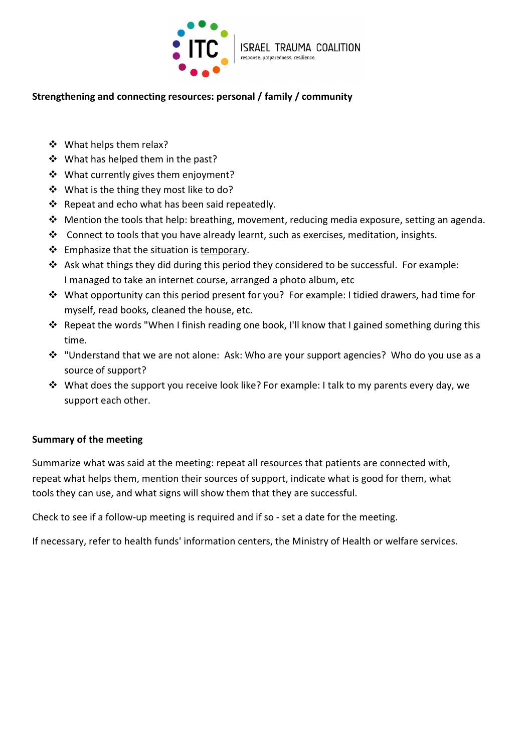**Strengthening and connecting resources: personal / family / community**

- What helps them relax?
- What has helped them in the past?
- What currently gives them enjoyment?
- What is the thing they most like to do?
- Repeat and echo what has been said repeatedly.
- Mention the tools that help: breathing, movement, reducing media exposure, setting an agenda.
- Connect to tools that you have already learnt, such as exercises, meditation, insights.
- Emphasize that the situation is <u>temporary</u>.
- Ask what things they did during this period they considered to be successful. For example: I managed to take an internet course, arranged a photo album, etc
- What opportunity can this period present for you? For example: I tidied drawers, had time for myself, read books, cleaned the house, etc.
- Repeat the words "When I finish reading one book, I'll know that I gained something during this time.
- "Understand that we are not alone: Ask: Who are your support agencies? Who do you use as a source of support?
- What does the support you receive look like? For example: I talk to my parents every day, we support each other.

**Summary of the meeting**

Summarize what was said at the meeting: repeat all resources that patients are connected with, repeat what helps them, mention their sources of support, indicate what is good for them, what tools they can use, and what signs will show them that they are successful.

Check to see if a follow-up meeting is required and if so - set a date for the meeting.

If necessary, refer to health funds' information centers, the Ministry of Health or welfare services.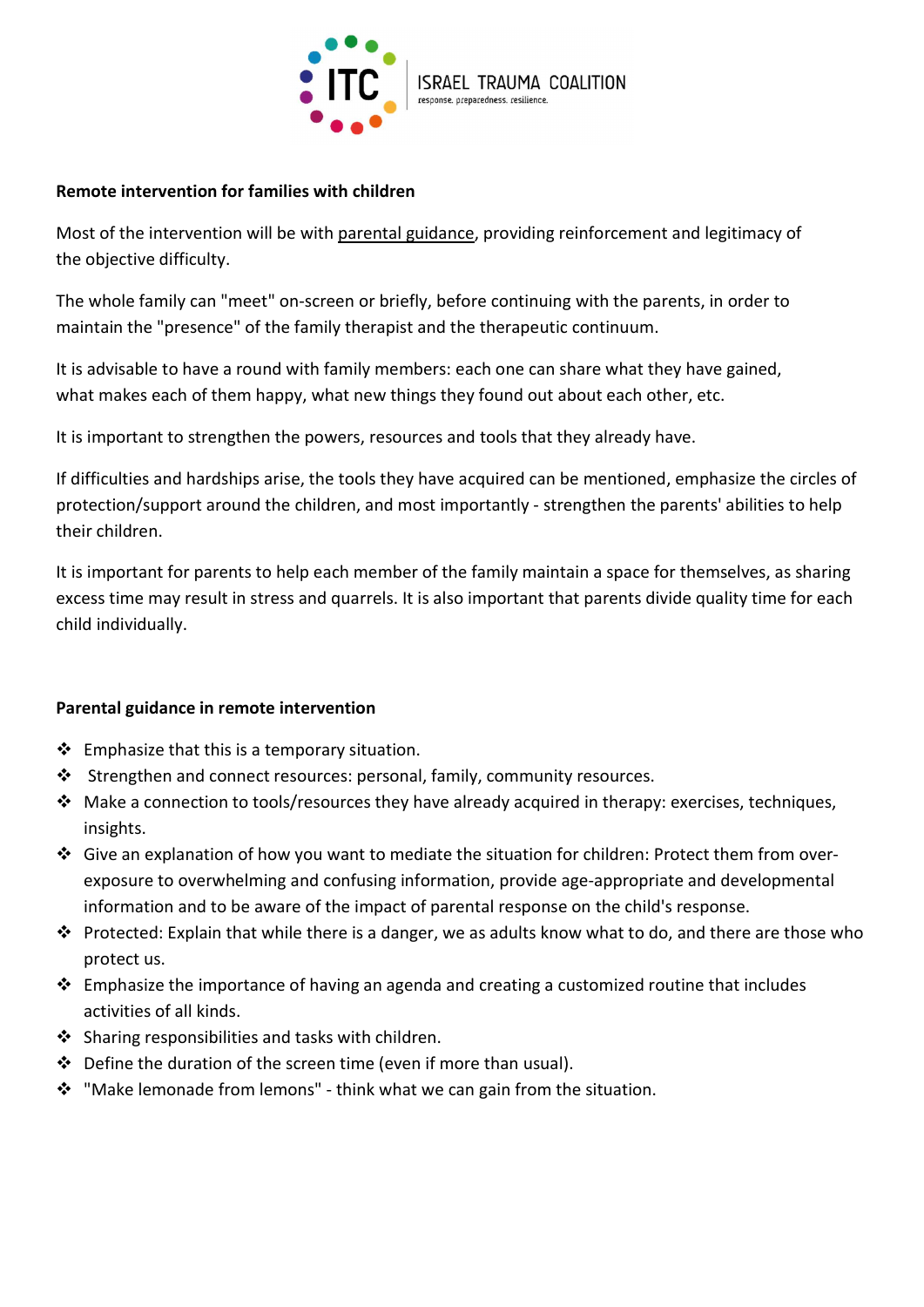**Remote intervention for families with children**

Most of the intervention will be with parental guidance, providing reinforcement and legitimacy of the objective difficulty.

The whole family can "meet" on-screen or briefly, before continuing with the parents, in order to maintain the "presence" of the family therapist and the therapeutic continuum.

It is advisable to have a round with family members: each one can share what they have gained, what makes each of them happy, what new things they found out about each other, etc.

It is important to strengthen the powers, resources and tools that they already have.

If difficulties and hardships arise, the tools they have acquired can be mentioned, emphasize the circles of protection/support around the children, and most importantly - strengthen the parents' abilities to help their children.

It is important for parents to help each member of the family maintain a space for themselves, as sharing excess time may result in stress and quarrels. It is also important that parents divide quality time for each child individually.

**Parental guidance in remote intervention**

- Emphasize that this is a temporary situation.
- Strengthen and connect resources: personal, family, community resources.
- Make a connection to tools/resources they have already acquired in therapy: exercises, techniques, insights.
- Give an explanation of how you want to mediate the situation for children: Protect them from over-exposure to overwhelming and confusing information, provide age-appropriate and developmental information and to be aware of the impact of parental response on the child's response.
- Protected: Explain that while there is a danger, we as adults know what to do, and there are those who protect us.
- Emphasize the importance of having an agenda and creating a customized routine that includes activities of all kinds.
- Sharing responsibilities and tasks with children.
- Define the duration of the screen time (even if more than usual).
- "Make lemonade from lemons" - think what we can gain from the situation.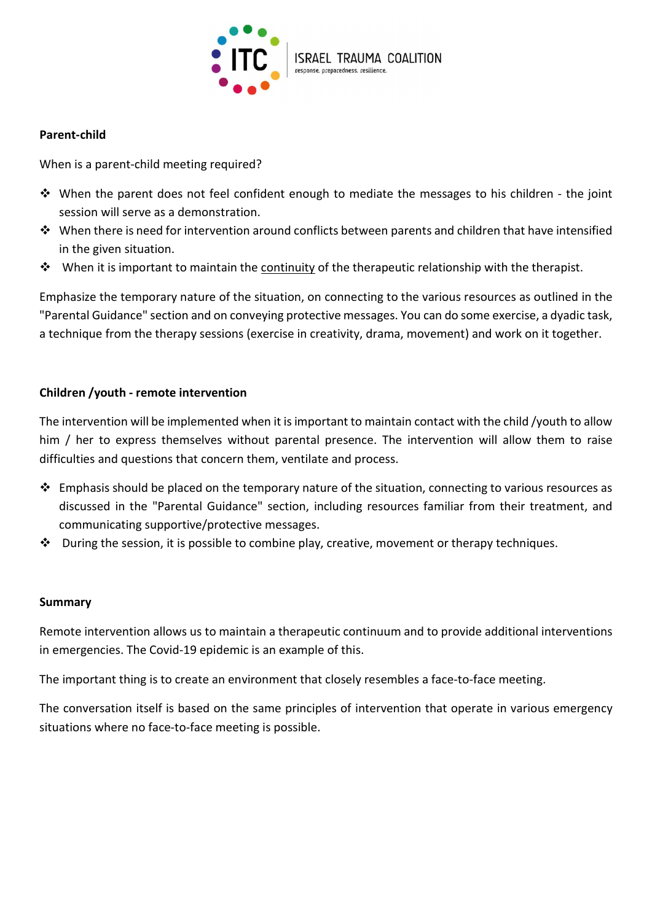**Parent-child**

When is a parent-child meeting required?

- When the parent does not feel confident enough to mediate the messages to his children - the joint session will serve as a demonstration.
- When there is need for intervention around conflicts between parents and children that have intensified in the given situation.
- When it is important to maintain the continuity of the therapeutic relationship with the therapist.

Emphasize the temporary nature of the situation, on connecting to the various resources as outlined in the "Parental Guidance" section and on conveying protective messages. You can do some exercise, a dyadic task, a technique from the therapy sessions (exercise in creativity, drama, movement) and work on it together.

**Children /youth - remote intervention**

The intervention will be implemented when it is important to maintain contact with the child /youth to allow him / her to express themselves without parental presence. The intervention will allow them to raise difficulties and questions that concern them, ventilate and process.

- Emphasis should be placed on the temporary nature of the situation, connecting to various resources as discussed in the "Parental Guidance" section, including resources familiar from their treatment, and communicating supportive/protective messages.
- During the session, it is possible to combine play, creative, movement or therapy techniques.

**Summary**

Remote intervention allows us to maintain a therapeutic continuum and to provide additional interventions in emergencies. The Covid-19 epidemic is an example of this.

The important thing is to create an environment that closely resembles a face-to-face meeting.

The conversation itself is based on the same principles of intervention that operate in various emergency situations where no face-to-face meeting is possible.